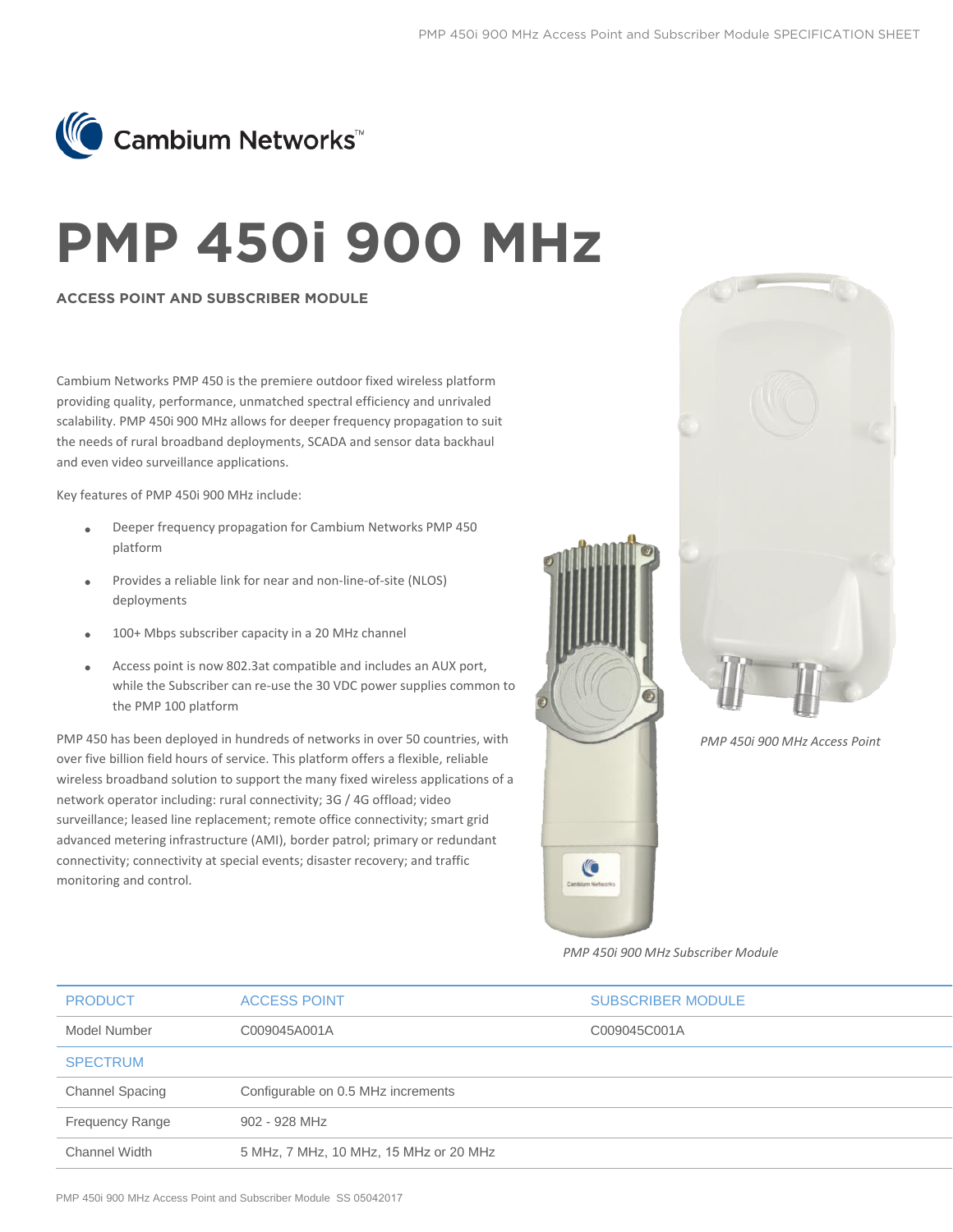Cambium Networks™

# PMP 450i 900 MHz

### ACCESS POINT AND SUBSCRIBER MODULE

Cambium Networks PMP 450 is the premiere outdoor fixed wireless platform providing quality, performance, unmatched spectral efficiency and unrivaled scalability. PMP 450i 900 MHz allows for deeper frequency propagation to suit the needs of rural broadband deployments, SCADA and sensor data backhaul and even video surveillance applications.

Key features of PMP 450i 900 MHz include:

- Deeper frequency propagation for Cambium Networks PMP 450 platform
- Provides a reliable link for near and non-line-of-site (NLOS) deployments
- 100+ Mbps subscriber capacity in a 20 MHz channel
- Access point is now 802.3at compatible and includes an AUX port, while the Subscriber can re-use the 30 VDC power supplies common to the PMP 100 platform

PMP 450 has been deployed in hundreds of networks in over 50 countries, with over five billion field hours of service. This platform offers a flexible, reliable wireless broadband solution to support the many fixed wireless applications of a network operator including: rural connectivity; 3G / 4G offload; video surveillance; leased line replacement; remote office connectivity; smart grid advanced metering infrastructure (AMI), border patrol; primary or redundant connectivity; connectivity at special events; disaster recovery; and traffic monitoring and control.

*PMP 450i 900 MHz Access Point*

*PMP 450i 900 MHz Subscriber Module*

| PRODUCT | ACCESS POINT | SUBSCRIBER MODULE |
|---|---|---|
| Model Number | C009045A001A | C009045C001A |
| **SPECTRUM** | | |
| Channel Spacing | Configurable on 0.5 MHz increments | |
| Frequency Range | 902 - 928 MHz | |
| Channel Width | 5 MHz, 7 MHz, 10 MHz, 15 MHz or 20 MHz | |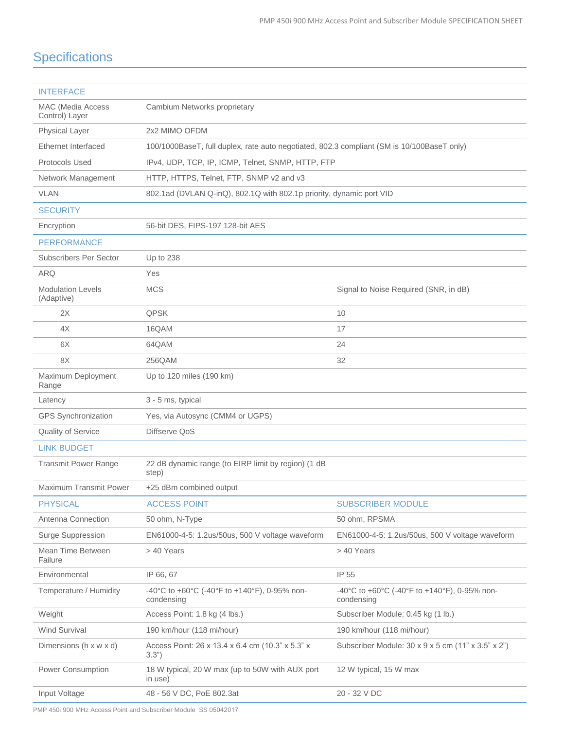## Specifications

| INTERFACE | | |
|---|---|---|
| MAC (Media Access Control) Layer | Cambium Networks proprietary | |
| Physical Layer | 2x2 MIMO OFDM | |
| Ethernet Interfaced | 100/1000BaseT, full duplex, rate auto negotiated, 802.3 compliant (SM is 10/100BaseT only) | |
| Protocols Used | IPv4, UDP, TCP, IP, ICMP, Telnet, SNMP, HTTP, FTP | |
| Network Management | HTTP, HTTPS, Telnet, FTP, SNMP v2 and v3 | |
| VLAN | 802.1ad (DVLAN Q-inQ), 802.1Q with 802.1p priority, dynamic port VID | |
| **SECURITY** | | |
| Encryption | 56-bit DES, FIPS-197 128-bit AES | |
| **PERFORMANCE** | | |
| Subscribers Per Sector | Up to 238 | |
| ARQ | Yes | |
| Modulation Levels (Adaptive) | MCS | Signal to Noise Required (SNR, in dB) |
| 2X | QPSK | 10 |
| 4X | 16QAM | 17 |
| 6X | 64QAM | 24 |
| 8X | 256QAM | 32 |
| Maximum Deployment Range | Up to 120 miles (190 km) | |
| Latency | 3 - 5 ms, typical | |
| GPS Synchronization | Yes, via Autosync (CMM4 or UGPS) | |
| Quality of Service | Diffserve QoS | |
| **LINK BUDGET** | | |
| Transmit Power Range | 22 dB dynamic range (to EIRP limit by region) (1 dB step) | |
| Maximum Transmit Power | +25 dBm combined output | |
| **PHYSICAL** | **ACCESS POINT** | **SUBSCRIBER MODULE** |
| Antenna Connection | 50 ohm, N-Type | 50 ohm, RPSMA |
| Surge Suppression | EN61000-4-5: 1.2us/50us, 500 V voltage waveform | EN61000-4-5: 1.2us/50us, 500 V voltage waveform |
| Mean Time Between Failure | > 40 Years | > 40 Years |
| Environmental | IP 66, 67 | IP 55 |
| Temperature / Humidity | -40°C to +60°C (-40°F to +140°F), 0-95% non-condensing | -40°C to +60°C (-40°F to +140°F), 0-95% non-condensing |
| Weight | Access Point: 1.8 kg (4 lbs.) | Subscriber Module: 0.45 kg (1 lb.) |
| Wind Survival | 190 km/hour (118 mi/hour) | 190 km/hour (118 mi/hour) |
| Dimensions (h x w x d) | Access Point: 26 x 13.4 x 6.4 cm (10.3" x 5.3" x 3.3") | Subscriber Module: 30 x 9 x 5 cm (11" x 3.5" x 2") |
| Power Consumption | 18 W typical, 20 W max (up to 50W with AUX port in use) | 12 W typical, 15 W max |
| Input Voltage | 48 - 56 V DC, PoE 802.3at | 20 - 32 V DC |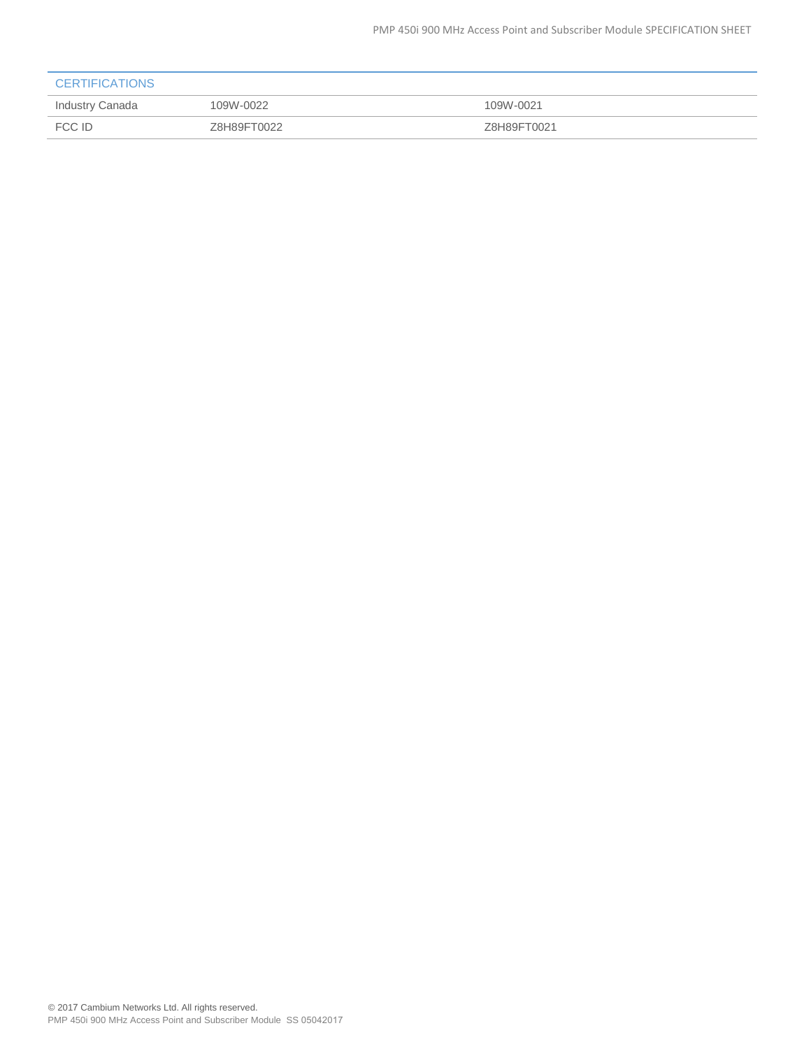| CERTIFICATIONS | | |
|---|---|---|
| Industry Canada | 109W-0022 | 109W-0021 |
| FCC ID | Z8H89FT0022 | Z8H89FT0021 |

© 2017 Cambium Networks Ltd. All rights reserved.
PMP 450i 900 MHz Access Point and Subscriber Module SS 05042017